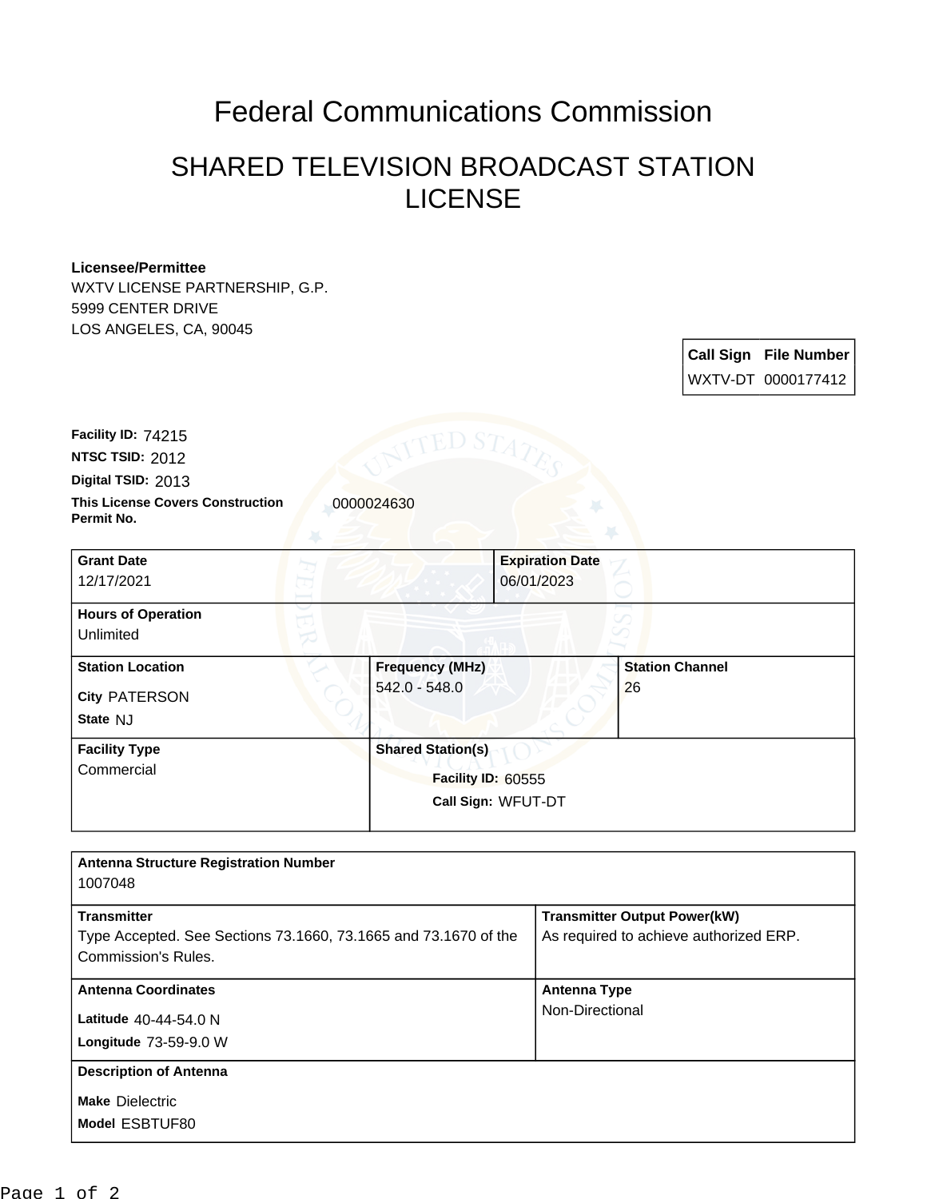# Federal Communications Commission

## SHARED TELEVISION BROADCAST STATION LICENSE

**Licensee/Permittee**
WXTV LICENSE PARTNERSHIP, G.P.
5999 CENTER DRIVE
LOS ANGELES, CA, 90045

| Call Sign | File Number |
| --- | --- |
| WXTV-DT | 0000177412 |

**Facility ID:** 74215
**NTSC TSID:** 2012
**Digital TSID:** 2013
**This License Covers Construction Permit No.** 0000024630

| Grant Date | Expiration Date |
| --- | --- |
| 12/17/2021 | 06/01/2023 |

**Hours of Operation**
Unlimited

| Station Location | Frequency (MHz) | Station Channel |
| --- | --- | --- |
| City PATERSON<br>State NJ | 542.0 - 548.0 | 26 |

| Facility Type | Shared Station(s) |
| --- | --- |
| Commercial | Facility ID: 60555<br>Call Sign: WFUT-DT |

**Antenna Structure Registration Number**
1007048

| Transmitter | Transmitter Output Power(kW) |
| --- | --- |
| Type Accepted. See Sections 73.1660, 73.1665 and 73.1670 of the Commission's Rules. | As required to achieve authorized ERP. |

| Antenna Coordinates | Antenna Type |
| --- | --- |
| Latitude 40-44-54.0 N<br>Longitude 73-59-9.0 W | Non-Directional |

**Description of Antenna**
Make Dielectric
Model ESBTUF80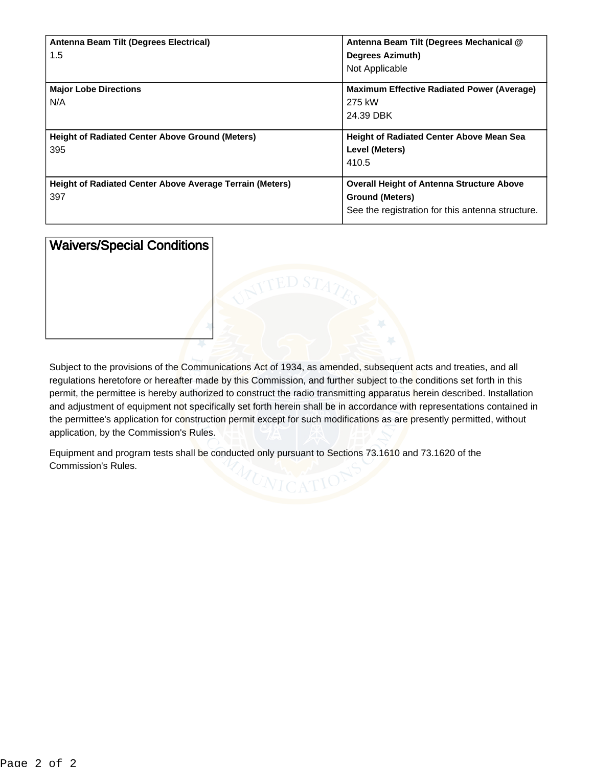| | |
|---|---|
| **Antenna Beam Tilt (Degrees Electrical)**<br>1.5 | **Antenna Beam Tilt (Degrees Mechanical @ Degrees Azimuth)**<br>Not Applicable |
| **Major Lobe Directions**<br>N/A | **Maximum Effective Radiated Power (Average)**<br>275 kW<br>24.39 DBK |
| **Height of Radiated Center Above Ground (Meters)**<br>395 | **Height of Radiated Center Above Mean Sea Level (Meters)**<br>410.5 |
| **Height of Radiated Center Above Average Terrain (Meters)**<br>397 | **Overall Height of Antenna Structure Above Ground (Meters)**<br>See the registration for this antenna structure. |

## Waivers/Special Conditions

Subject to the provisions of the Communications Act of 1934, as amended, subsequent acts and treaties, and all regulations heretofore or hereafter made by this Commission, and further subject to the conditions set forth in this permit, the permittee is hereby authorized to construct the radio transmitting apparatus herein described. Installation and adjustment of equipment not specifically set forth herein shall be in accordance with representations contained in the permittee's application for construction permit except for such modifications as are presently permitted, without application, by the Commission's Rules.

Equipment and program tests shall be conducted only pursuant to Sections 73.1610 and 73.1620 of the Commission's Rules.